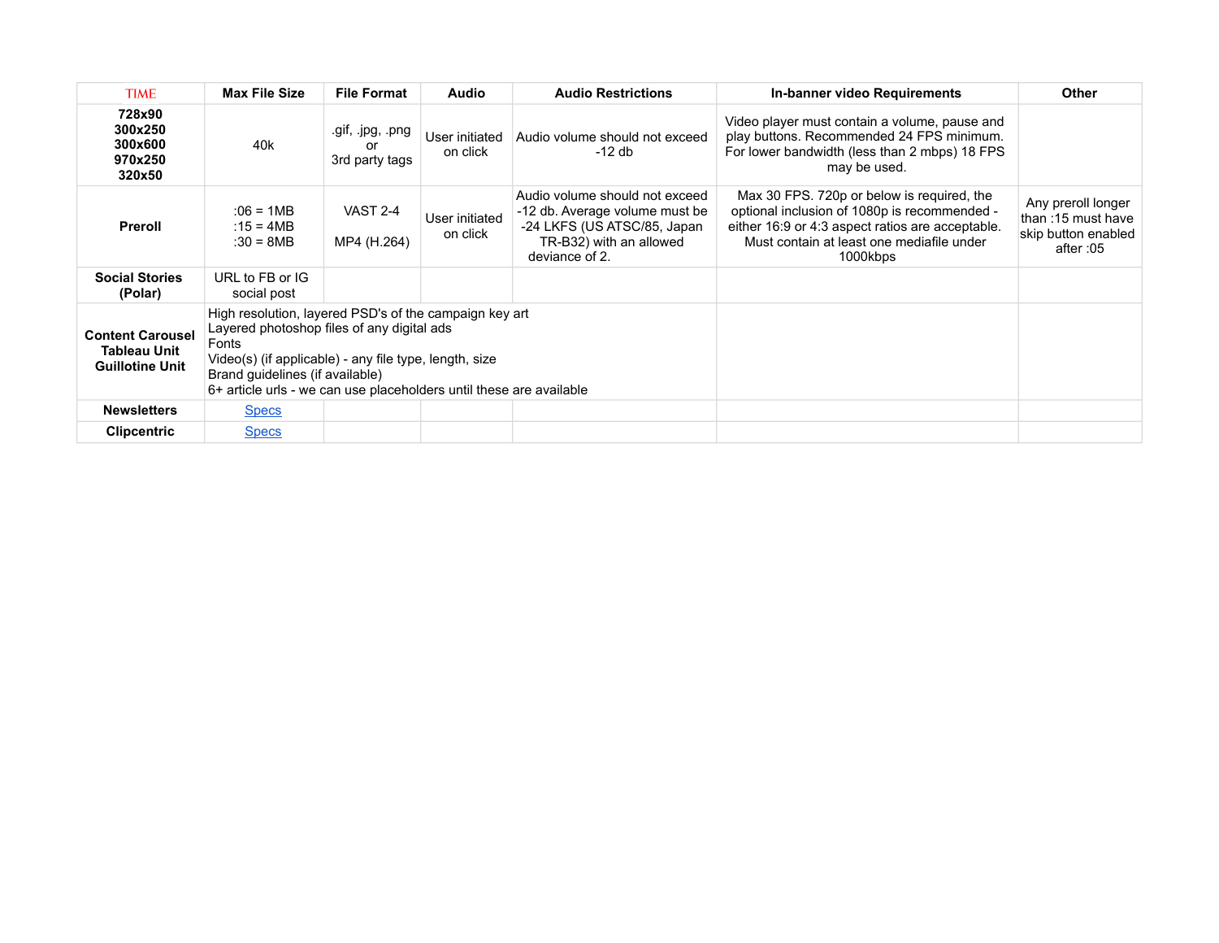| TIME | Max File Size | File Format | Audio | Audio Restrictions | In-banner video Requirements | Other |
|---|---|---|---|---|---|---|
| **728x90<br>300x250<br>300x600<br>970x250<br>320x50** | 40k | .gif, .jpg, .png<br>or<br>3rd party tags | User initiated on click | Audio volume should not exceed -12 db | Video player must contain a volume, pause and play buttons. Recommended 24 FPS minimum. For lower bandwidth (less than 2 mbps) 18 FPS may be used. | |
| **Preroll** | :06 = 1MB<br>:15 = 4MB<br>:30 = 8MB | VAST 2-4<br><br>MP4 (H.264) | User initiated on click | Audio volume should not exceed -12 db. Average volume must be -24 LKFS (US ATSC/85, Japan TR-B32) with an allowed deviance of 2. | Max 30 FPS. 720p or below is required, the optional inclusion of 1080p is recommended - either 16:9 or 4:3 aspect ratios are acceptable. Must contain at least one mediafile under 1000kbps | Any preroll longer than :15 must have skip button enabled after :05 |
| **Social Stories (Polar)** | URL to FB or IG social post | | | | | |
| **Content Carousel<br>Tableau Unit<br>Guillotine Unit** | High resolution, layered PSD's of the campaign key art<br>Layered photoshop files of any digital ads<br>Fonts<br>Video(s) (if applicable) - any file type, length, size<br>Brand guidelines (if available)<br>6+ article urls - we can use placeholders until these are available | | | | | |
| **Newsletters** | Specs | | | | | |
| **Clipcentric** | Specs | | | | | |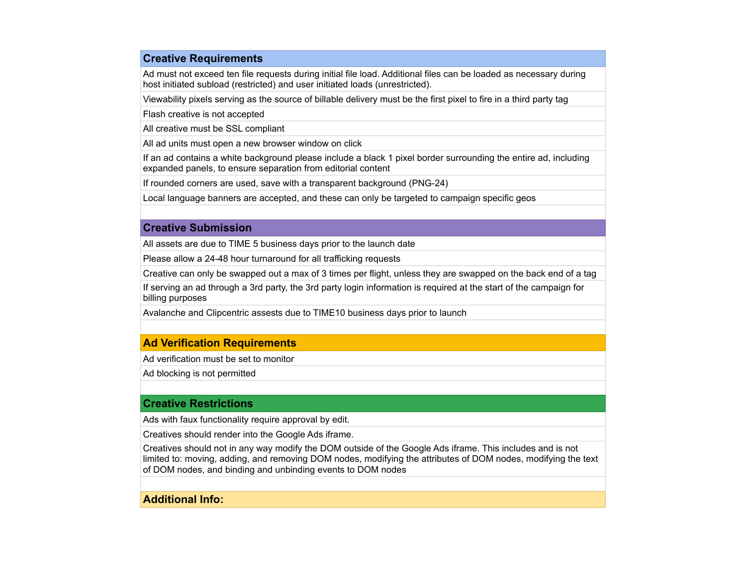## Creative Requirements

- Ad must not exceed ten file requests during initial file load. Additional files can be loaded as necessary during host initiated subload (restricted) and user initiated loads (unrestricted).
- Viewability pixels serving as the source of billable delivery must be the first pixel to fire in a third party tag
- Flash creative is not accepted
- All creative must be SSL compliant
- All ad units must open a new browser window on click
- If an ad contains a white background please include a black 1 pixel border surrounding the entire ad, including expanded panels, to ensure separation from editorial content
- If rounded corners are used, save with a transparent background (PNG-24)
- Local language banners are accepted, and these can only be targeted to campaign specific geos

## Creative Submission

- All assets are due to TIME 5 business days prior to the launch date
- Please allow a 24-48 hour turnaround for all trafficking requests
- Creative can only be swapped out a max of 3 times per flight, unless they are swapped on the back end of a tag
- If serving an ad through a 3rd party, the 3rd party login information is required at the start of the campaign for billing purposes
- Avalanche and Clipcentric assests due to TIME10 business days prior to launch

## Ad Verification Requirements

- Ad verification must be set to monitor
- Ad blocking is not permitted

## Creative Restrictions

- Ads with faux functionality require approval by edit.
- Creatives should render into the Google Ads iframe.
- Creatives should not in any way modify the DOM outside of the Google Ads iframe. This includes and is not limited to: moving, adding, and removing DOM nodes, modifying the attributes of DOM nodes, modifying the text of DOM nodes, and binding and unbinding events to DOM nodes

## Additional Info: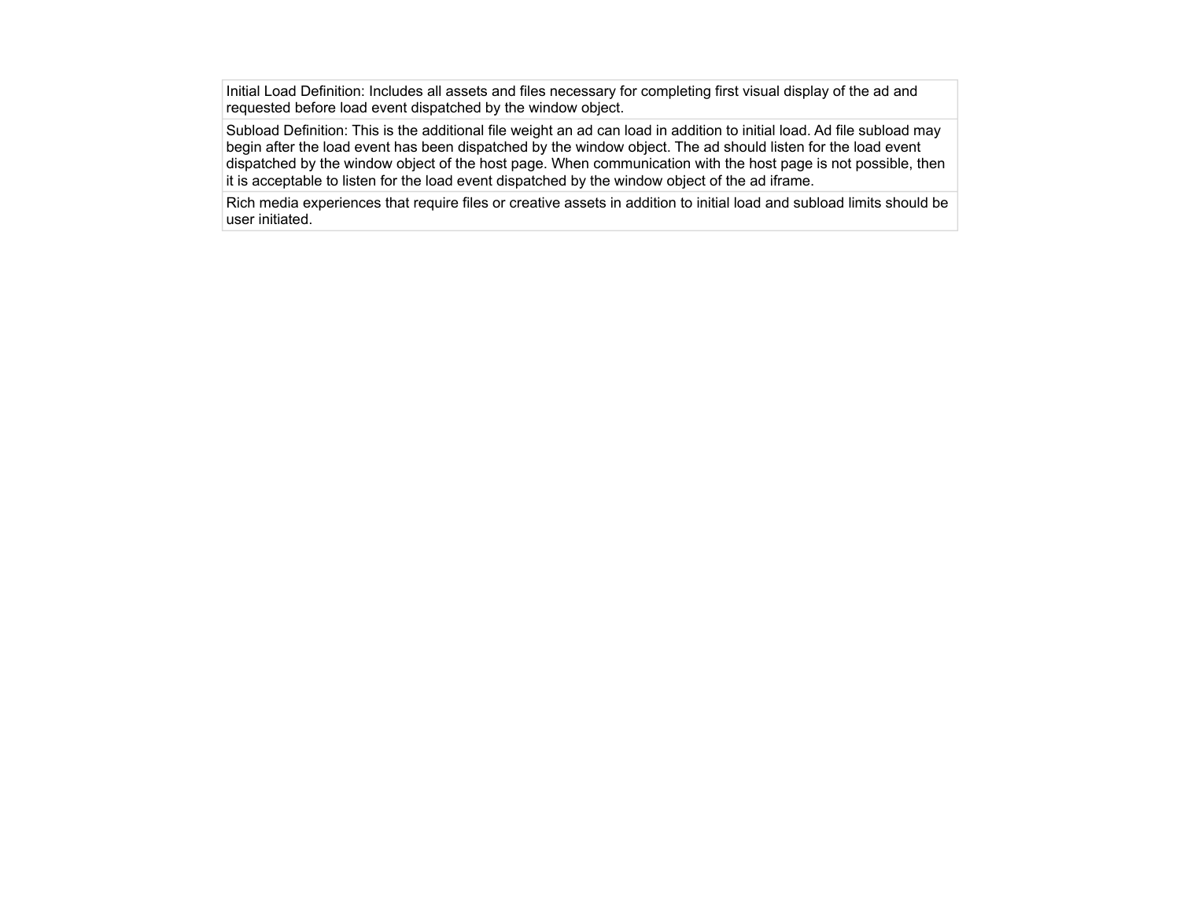| |
|---|
| Initial Load Definition: Includes all assets and files necessary for completing first visual display of the ad and requested before load event dispatched by the window object. |
| Subload Definition: This is the additional file weight an ad can load in addition to initial load. Ad file subload may begin after the load event has been dispatched by the window object. The ad should listen for the load event dispatched by the window object of the host page. When communication with the host page is not possible, then it is acceptable to listen for the load event dispatched by the window object of the ad iframe. |
| Rich media experiences that require files or creative assets in addition to initial load and subload limits should be user initiated. |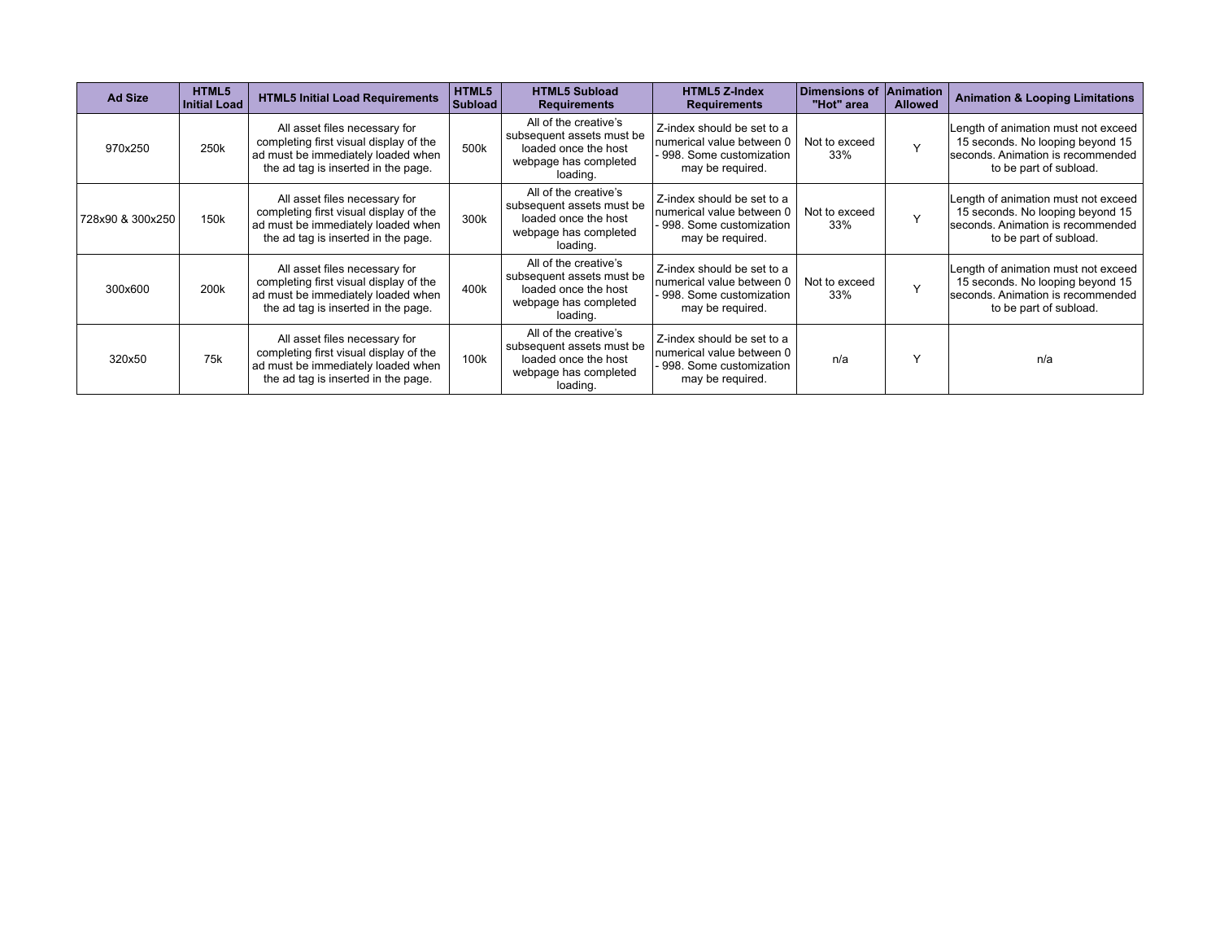| Ad Size | HTML5 Initial Load | HTML5 Initial Load Requirements | HTML5 Subload | HTML5 Subload Requirements | HTML5 Z-Index Requirements | Dimensions of "Hot" area | Animation Allowed | Animation & Looping Limitations |
|---|---|---|---|---|---|---|---|---|
| 970x250 | 250k | All asset files necessary for completing first visual display of the ad must be immediately loaded when the ad tag is inserted in the page. | 500k | All of the creative's subsequent assets must be loaded once the host webpage has completed loading. | Z-index should be set to a numerical value between 0 - 998. Some customization may be required. | Not to exceed 33% | Y | Length of animation must not exceed 15 seconds. No looping beyond 15 seconds. Animation is recommended to be part of subload. |
| 728x90 & 300x250 | 150k | All asset files necessary for completing first visual display of the ad must be immediately loaded when the ad tag is inserted in the page. | 300k | All of the creative's subsequent assets must be loaded once the host webpage has completed loading. | Z-index should be set to a numerical value between 0 - 998. Some customization may be required. | Not to exceed 33% | Y | Length of animation must not exceed 15 seconds. No looping beyond 15 seconds. Animation is recommended to be part of subload. |
| 300x600 | 200k | All asset files necessary for completing first visual display of the ad must be immediately loaded when the ad tag is inserted in the page. | 400k | All of the creative's subsequent assets must be loaded once the host webpage has completed loading. | Z-index should be set to a numerical value between 0 - 998. Some customization may be required. | Not to exceed 33% | Y | Length of animation must not exceed 15 seconds. No looping beyond 15 seconds. Animation is recommended to be part of subload. |
| 320x50 | 75k | All asset files necessary for completing first visual display of the ad must be immediately loaded when the ad tag is inserted in the page. | 100k | All of the creative's subsequent assets must be loaded once the host webpage has completed loading. | Z-index should be set to a numerical value between 0 - 998. Some customization may be required. | n/a | Y | n/a |